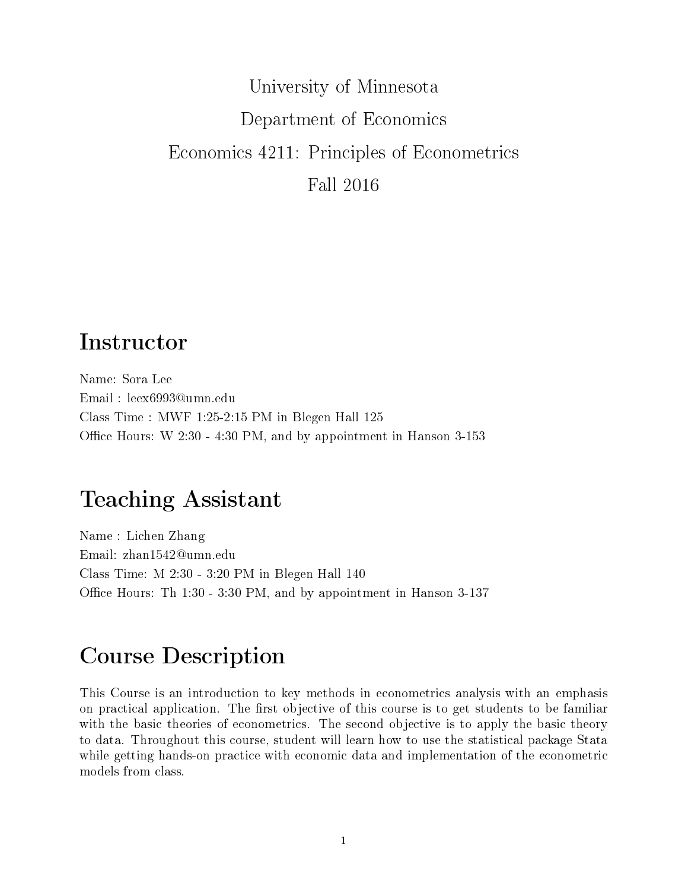University of Minnesota

Department of Economics

Economics 4211: Principles of Econometrics

Fall 2016

# Instructor

Name: Sora Lee
Email : leex6993@umn.edu
Class Time : MWF 1:25-2:15 PM in Blegen Hall 125
Office Hours: W 2:30 - 4:30 PM, and by appointment in Hanson 3-153

# Teaching Assistant

Name : Lichen Zhang
Email: zhan1542@umn.edu
Class Time: M 2:30 - 3:20 PM in Blegen Hall 140
Office Hours: Th 1:30 - 3:30 PM, and by appointment in Hanson 3-137

# Course Description

This Course is an introduction to key methods in econometrics analysis with an emphasis on practical application. The first objective of this course is to get students to be familiar with the basic theories of econometrics. The second objective is to apply the basic theory to data. Throughout this course, student will learn how to use the statistical package Stata while getting hands-on practice with economic data and implementation of the econometric models from class.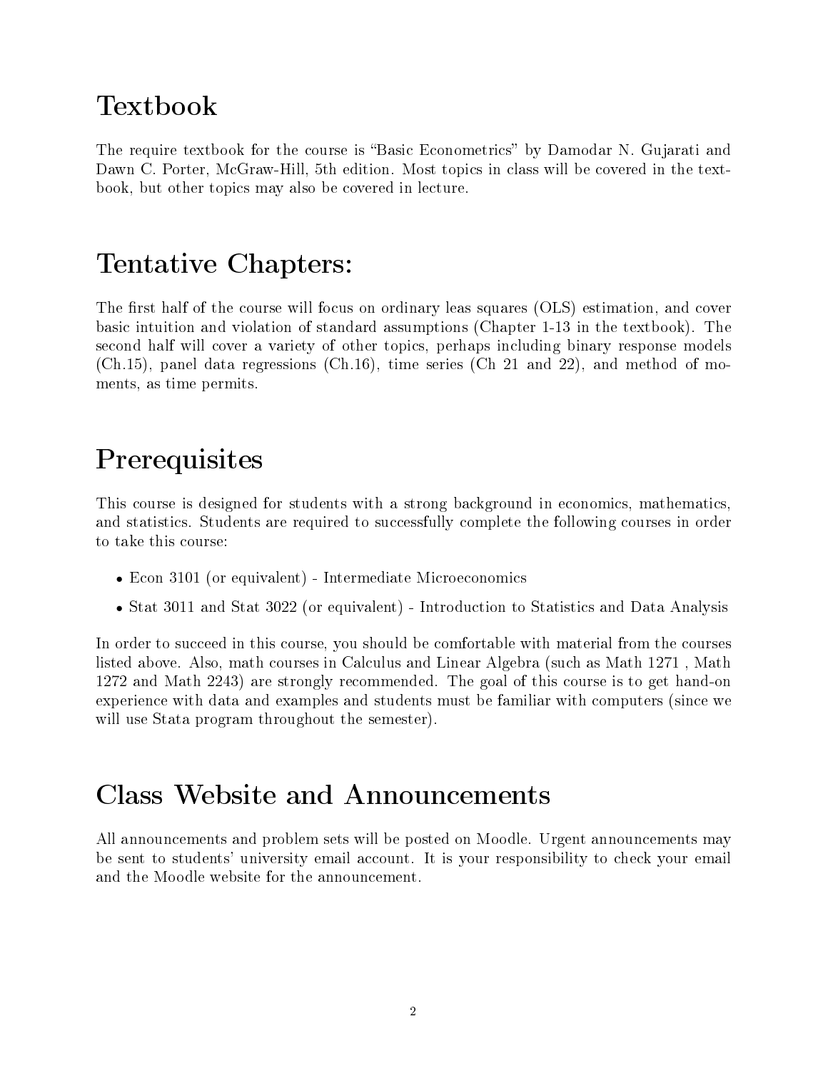# Textbook

The require textbook for the course is "Basic Econometrics" by Damodar N. Gujarati and Dawn C. Porter, McGraw-Hill, 5th edition. Most topics in class will be covered in the textbook, but other topics may also be covered in lecture.

# Tentative Chapters:

The first half of the course will focus on ordinary leas squares (OLS) estimation, and cover basic intuition and violation of standard assumptions (Chapter 1-13 in the textbook). The second half will cover a variety of other topics, perhaps including binary response models (Ch.15), panel data regressions (Ch.16), time series (Ch 21 and 22), and method of moments, as time permits.

# Prerequisites

This course is designed for students with a strong background in economics, mathematics, and statistics. Students are required to successfully complete the following courses in order to take this course:

- Econ 3101 (or equivalent) - Intermediate Microeconomics
- Stat 3011 and Stat 3022 (or equivalent) - Introduction to Statistics and Data Analysis

In order to succeed in this course, you should be comfortable with material from the courses listed above. Also, math courses in Calculus and Linear Algebra (such as Math 1271 , Math 1272 and Math 2243) are strongly recommended. The goal of this course is to get hand-on experience with data and examples and students must be familiar with computers (since we will use Stata program throughout the semester).

# Class Website and Announcements

All announcements and problem sets will be posted on Moodle. Urgent announcements may be sent to students' university email account. It is your responsibility to check your email and the Moodle website for the announcement.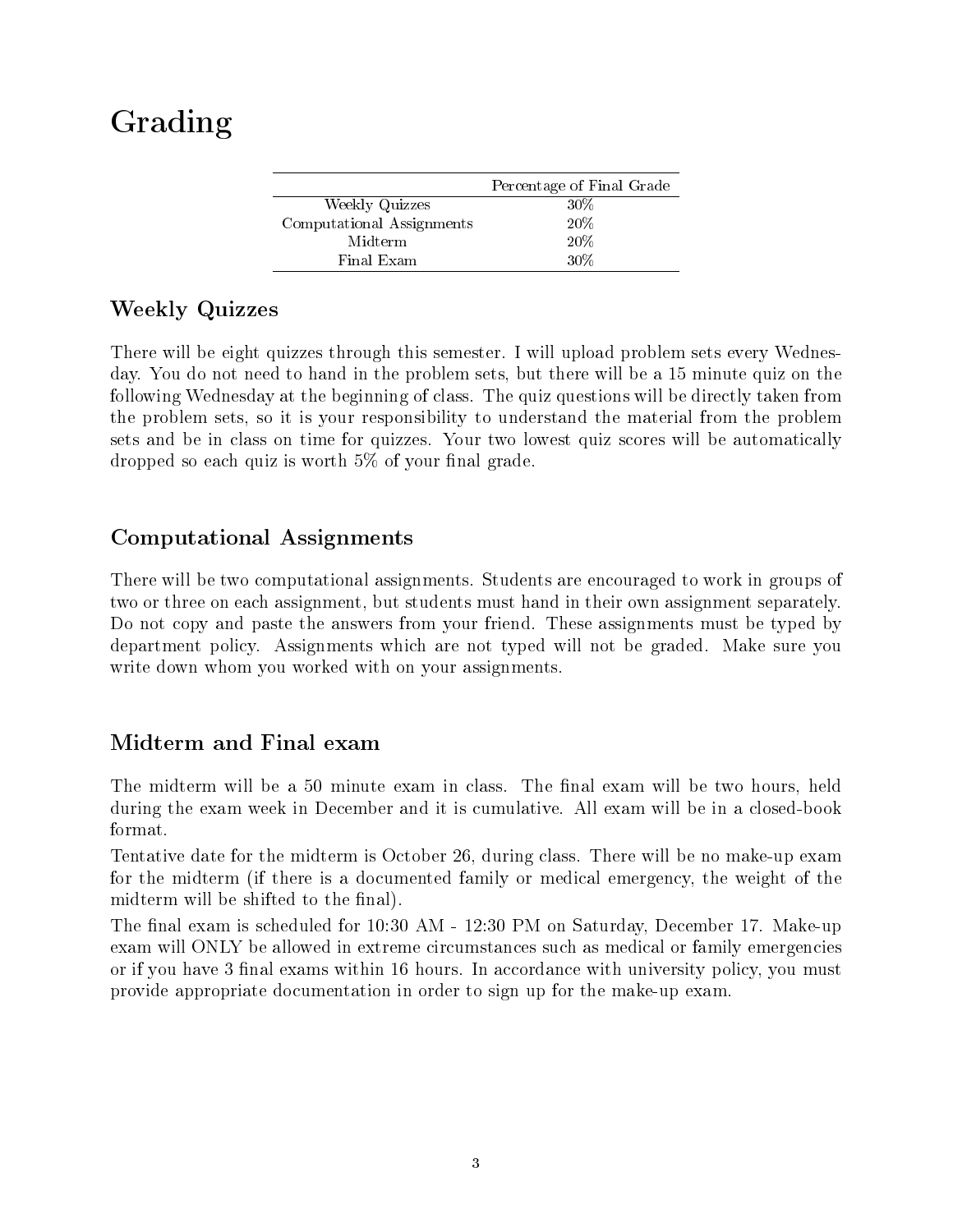# Grading

| | Percentage of Final Grade |
|---|---|
| Weekly Quizzes | 30% |
| Computational Assignments | 20% |
| Midterm | 20% |
| Final Exam | 30% |

## Weekly Quizzes

There will be eight quizzes through this semester. I will upload problem sets every Wednesday. You do not need to hand in the problem sets, but there will be a 15 minute quiz on the following Wednesday at the beginning of class. The quiz questions will be directly taken from the problem sets, so it is your responsibility to understand the material from the problem sets and be in class on time for quizzes. Your two lowest quiz scores will be automatically dropped so each quiz is worth 5% of your final grade.

## Computational Assignments

There will be two computational assignments. Students are encouraged to work in groups of two or three on each assignment, but students must hand in their own assignment separately. Do not copy and paste the answers from your friend. These assignments must be typed by department policy. Assignments which are not typed will not be graded. Make sure you write down whom you worked with on your assignments.

## Midterm and Final exam

The midterm will be a 50 minute exam in class. The final exam will be two hours, held during the exam week in December and it is cumulative. All exam will be in a closed-book format.

Tentative date for the midterm is October 26, during class. There will be no make-up exam for the midterm (if there is a documented family or medical emergency, the weight of the midterm will be shifted to the final).

The final exam is scheduled for 10:30 AM - 12:30 PM on Saturday, December 17. Make-up exam will ONLY be allowed in extreme circumstances such as medical or family emergencies or if you have 3 final exams within 16 hours. In accordance with university policy, you must provide appropriate documentation in order to sign up for the make-up exam.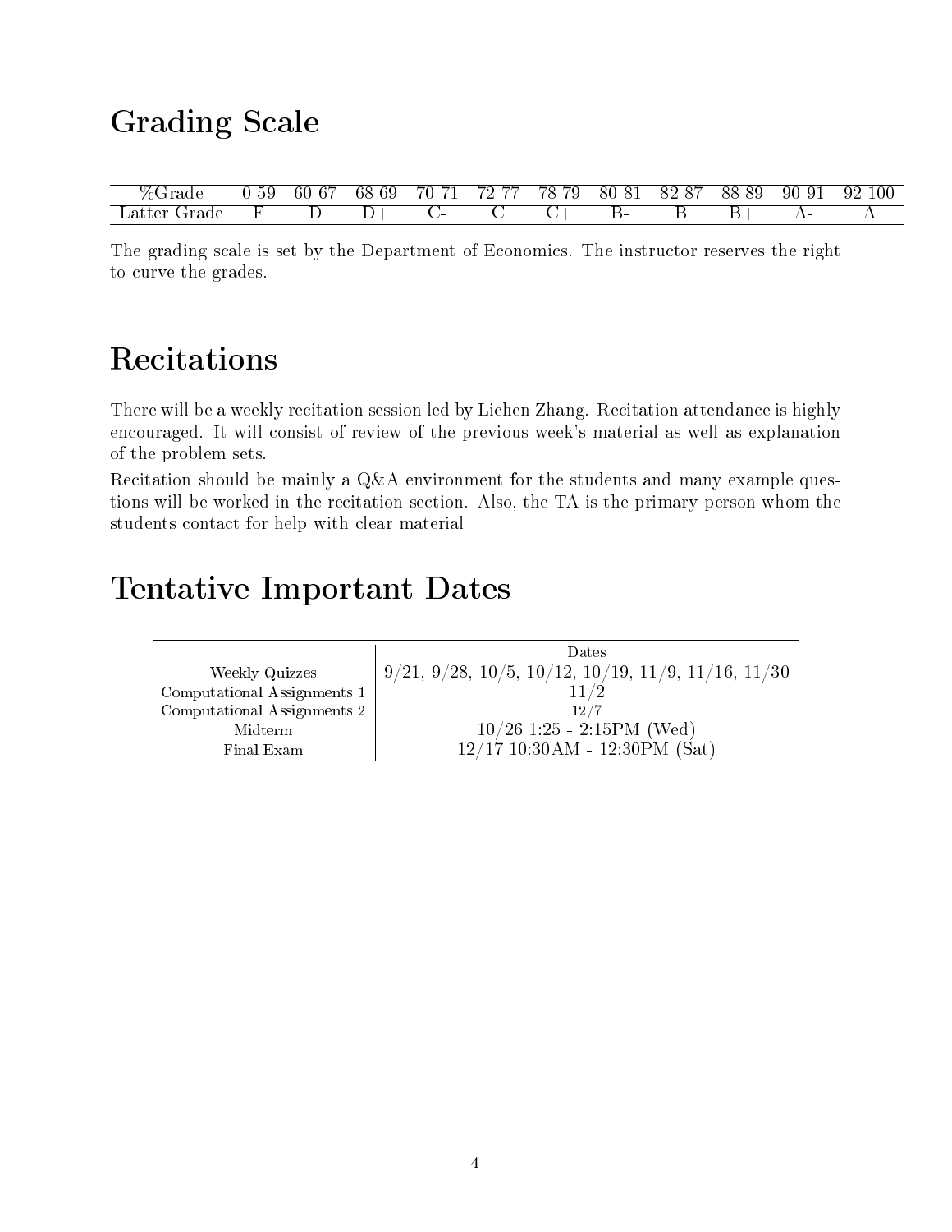# Grading Scale

| %Grade | 0-59 | 60-67 | 68-69 | 70-71 | 72-77 | 78-79 | 80-81 | 82-87 | 88-89 | 90-91 | 92-100 |
|---|---|---|---|---|---|---|---|---|---|---|---|
| Latter Grade | F | D | D+ | C- | C | C+ | B- | B | B+ | A- | A |

The grading scale is set by the Department of Economics. The instructor reserves the right to curve the grades.

# Recitations

There will be a weekly recitation session led by Lichen Zhang. Recitation attendance is highly encouraged. It will consist of review of the previous week's material as well as explanation of the problem sets.

Recitation should be mainly a Q&A environment for the students and many example questions will be worked in the recitation section. Also, the TA is the primary person whom the students contact for help with clear material

# Tentative Important Dates

| | Dates |
|---|---|
| Weekly Quizzes | 9/21, 9/28, 10/5, 10/12, 10/19, 11/9, 11/16, 11/30 |
| Computational Assignments 1 | 11/2 |
| Computational Assignments 2 | 12/7 |
| Midterm | 10/26 1:25 - 2:15PM (Wed) |
| Final Exam | 12/17 10:30AM - 12:30PM (Sat) |